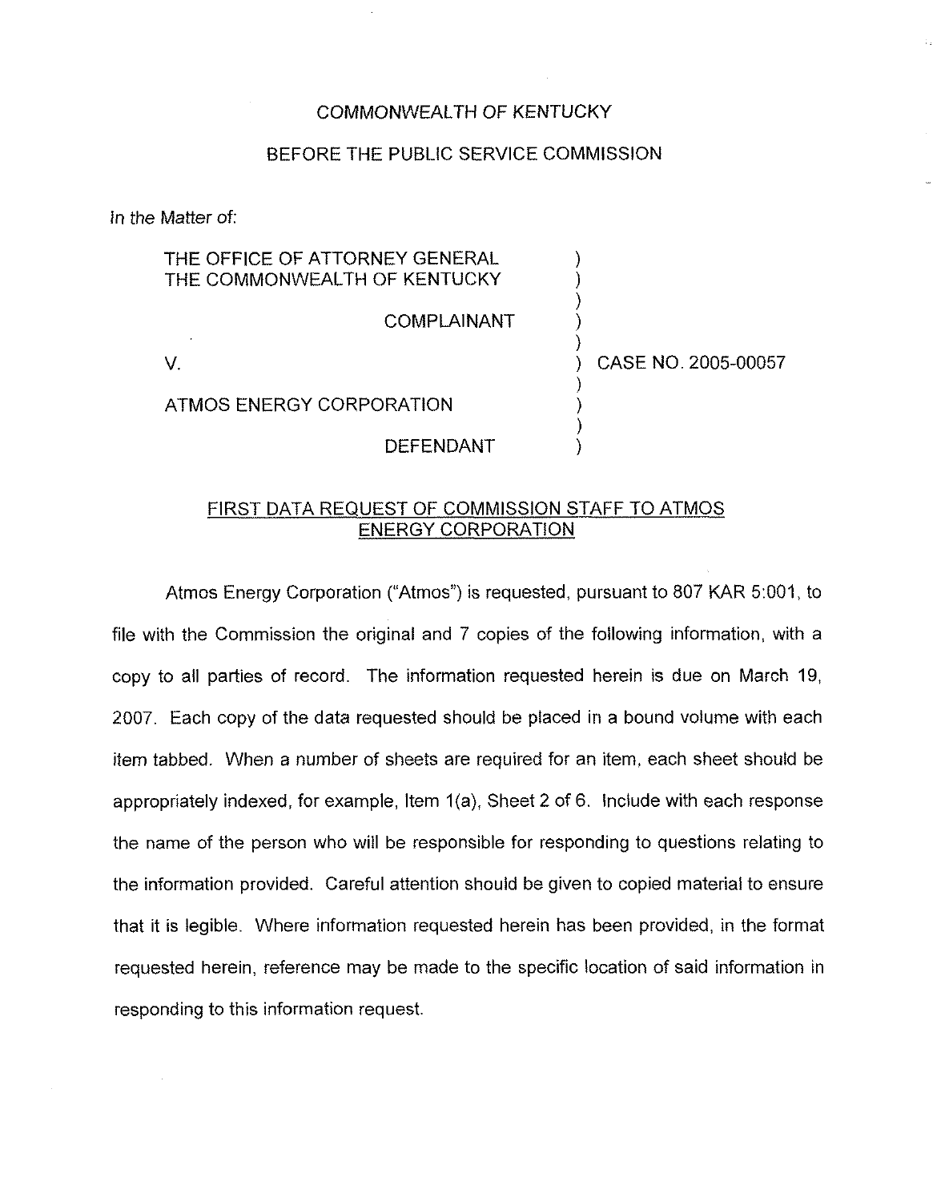COMMONWEALTH OF KENTUCKY

BEFORE THE PUBLIC SERVICE COMMISSION

In the Matter of:

THE OFFICE OF ATTORNEY GENERAL )
THE COMMONWEALTH OF KENTUCKY )
)
COMPLAINANT )
)
V. ) CASE NO. 2005-00057
)
ATMOS ENERGY CORPORATION )
)
DEFENDANT )

## FIRST DATA REQUEST OF COMMISSION STAFF TO ATMOS ENERGY CORPORATION

Atmos Energy Corporation ("Atmos") is requested, pursuant to 807 KAR 5:001, to file with the Commission the original and 7 copies of the following information, with a copy to all parties of record. The information requested herein is due on March 19, 2007. Each copy of the data requested should be placed in a bound volume with each item tabbed. When a number of sheets are required for an item, each sheet should be appropriately indexed, for example, Item 1(a), Sheet 2 of 6. Include with each response the name of the person who will be responsible for responding to questions relating to the information provided. Careful attention should be given to copied material to ensure that it is legible. Where information requested herein has been provided, in the format requested herein, reference may be made to the specific location of said information in responding to this information request.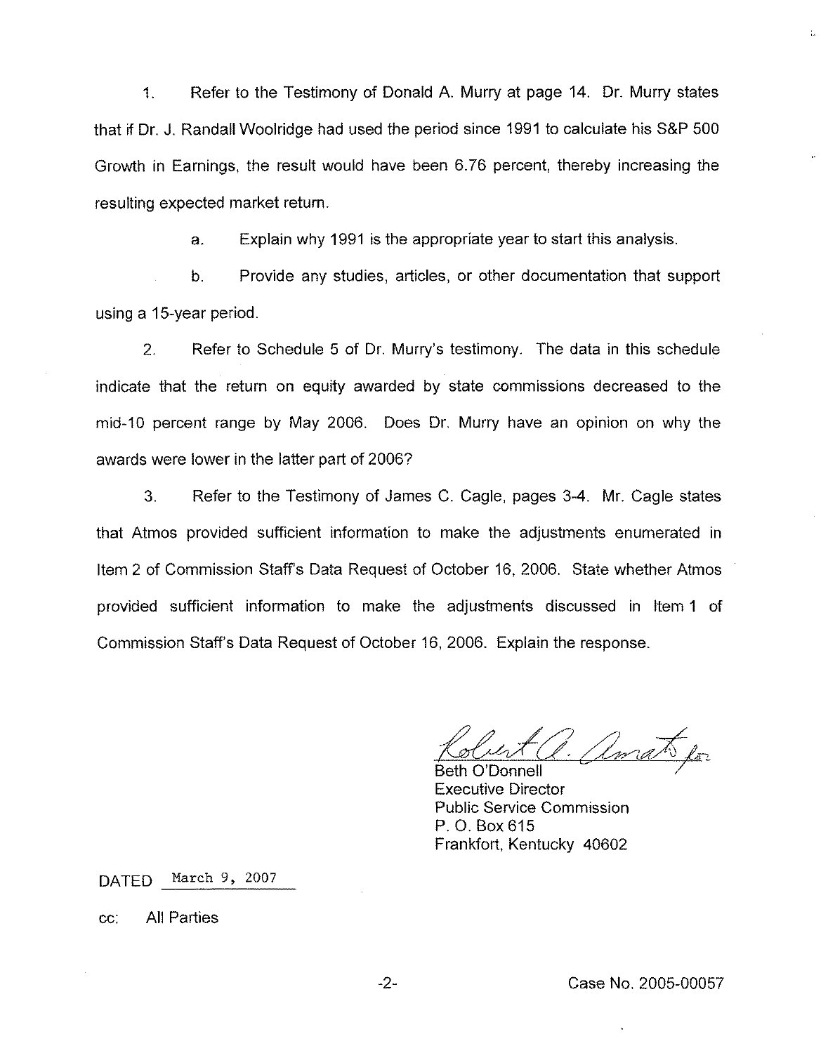1. Refer to the Testimony of Donald A. Murry at page 14. Dr. Murry states that if Dr. J. Randall Woolridge had used the period since 1991 to calculate his S&P 500 Growth in Earnings, the result would have been 6.76 percent, thereby increasing the resulting expected market return.

   a. Explain why 1991 is the appropriate year to start this analysis.

   b. Provide any studies, articles, or other documentation that support using a 15-year period.

2. Refer to Schedule 5 of Dr. Murry's testimony. The data in this schedule indicate that the return on equity awarded by state commissions decreased to the mid-10 percent range by May 2006. Does Dr. Murry have an opinion on why the awards were lower in the latter part of 2006?

3. Refer to the Testimony of James C. Cagle, pages 3-4. Mr. Cagle states that Atmos provided sufficient information to make the adjustments enumerated in Item 2 of Commission Staff's Data Request of October 16, 2006. State whether Atmos provided sufficient information to make the adjustments discussed in Item 1 of Commission Staff's Data Request of October 16, 2006. Explain the response.

Robert A. Amato for
Beth O'Donnell
Executive Director
Public Service Commission
P. O. Box 615
Frankfort, Kentucky 40602

DATED March 9, 2007

cc: All Parties

Case No. 2005-00057